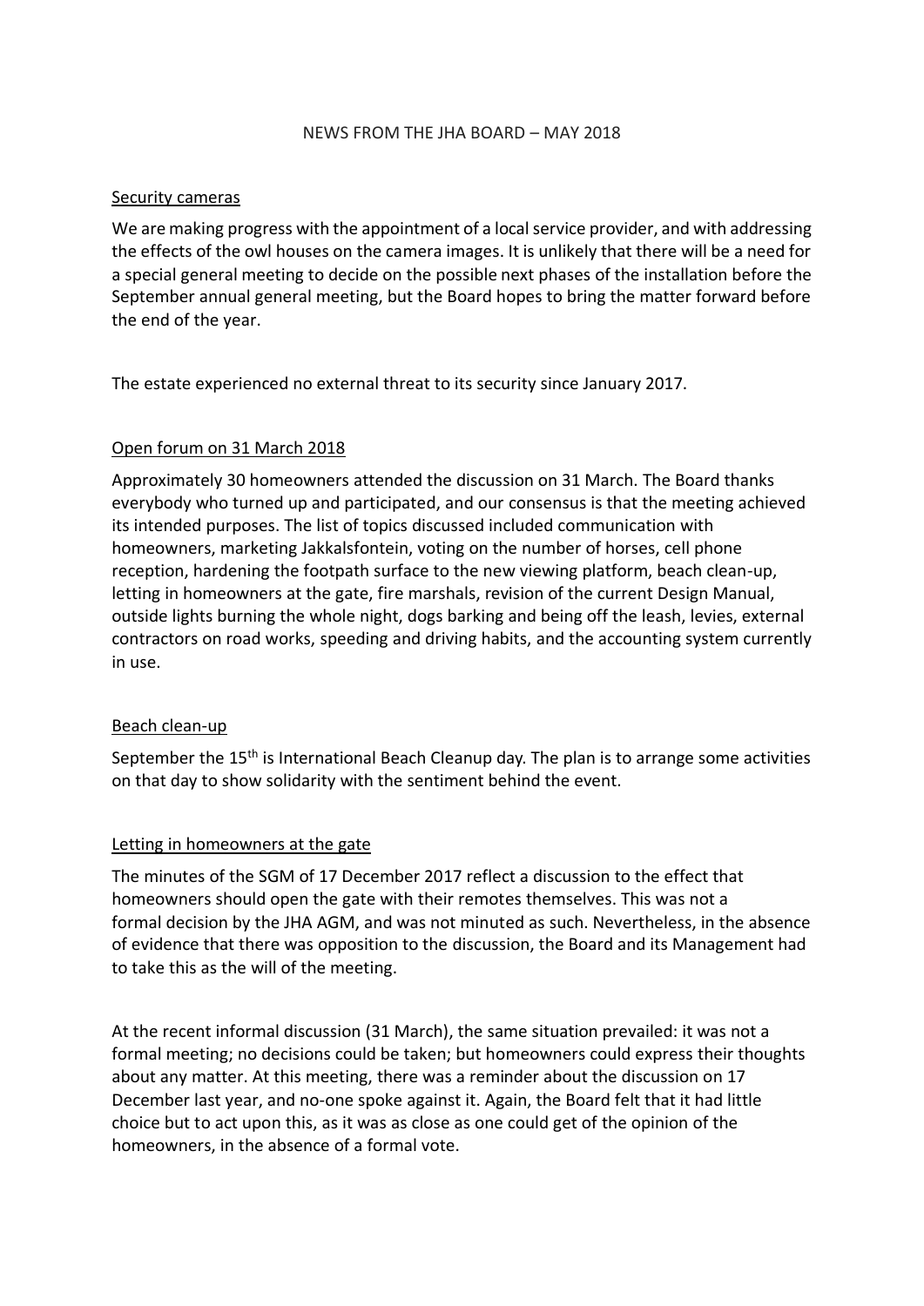# NEWS FROM THE JHA BOARD – MAY 2018

## Security cameras

We are making progress with the appointment of a local service provider, and with addressing the effects of the owl houses on the camera images. It is unlikely that there will be a need for a special general meeting to decide on the possible next phases of the installation before the September annual general meeting, but the Board hopes to bring the matter forward before the end of the year.

The estate experienced no external threat to its security since January 2017.

## Open forum on 31 March 2018

Approximately 30 homeowners attended the discussion on 31 March. The Board thanks everybody who turned up and participated, and our consensus is that the meeting achieved its intended purposes. The list of topics discussed included communication with homeowners, marketing Jakkalsfontein, voting on the number of horses, cell phone reception, hardening the footpath surface to the new viewing platform, beach clean-up, letting in homeowners at the gate, fire marshals, revision of the current Design Manual, outside lights burning the whole night, dogs barking and being off the leash, levies, external contractors on road works, speeding and driving habits, and the accounting system currently in use.

## Beach clean-up

September the 15th is International Beach Cleanup day. The plan is to arrange some activities on that day to show solidarity with the sentiment behind the event.

## Letting in homeowners at the gate

The minutes of the SGM of 17 December 2017 reflect a discussion to the effect that homeowners should open the gate with their remotes themselves. This was not a formal decision by the JHA AGM, and was not minuted as such. Nevertheless, in the absence of evidence that there was opposition to the discussion, the Board and its Management had to take this as the will of the meeting.

At the recent informal discussion (31 March), the same situation prevailed: it was not a formal meeting; no decisions could be taken; but homeowners could express their thoughts about any matter. At this meeting, there was a reminder about the discussion on 17 December last year, and no-one spoke against it. Again, the Board felt that it had little choice but to act upon this, as it was as close as one could get of the opinion of the homeowners, in the absence of a formal vote.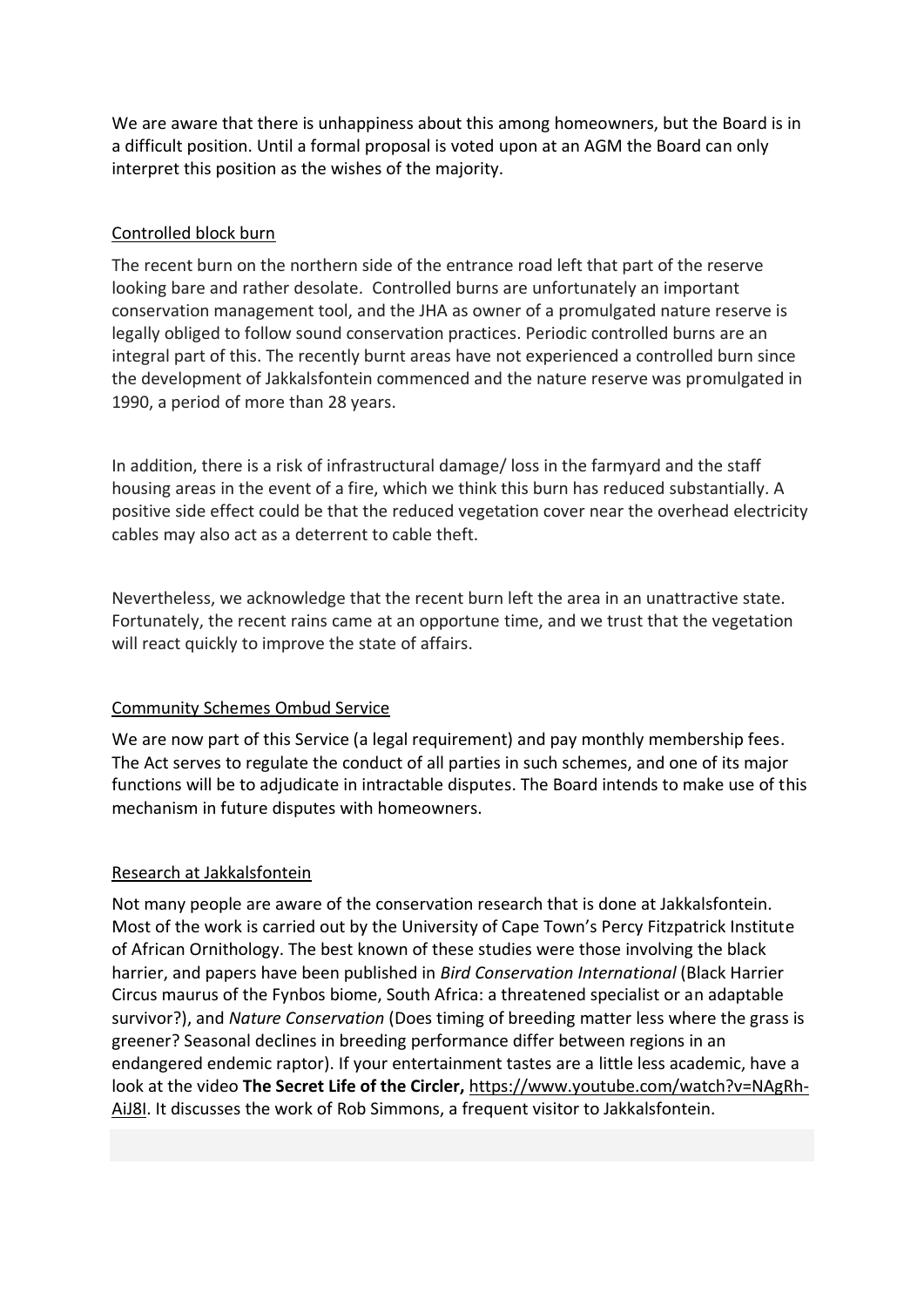We are aware that there is unhappiness about this among homeowners, but the Board is in a difficult position. Until a formal proposal is voted upon at an AGM the Board can only interpret this position as the wishes of the majority.

## Controlled block burn

The recent burn on the northern side of the entrance road left that part of the reserve looking bare and rather desolate. Controlled burns are unfortunately an important conservation management tool, and the JHA as owner of a promulgated nature reserve is legally obliged to follow sound conservation practices. Periodic controlled burns are an integral part of this. The recently burnt areas have not experienced a controlled burn since the development of Jakkalsfontein commenced and the nature reserve was promulgated in 1990, a period of more than 28 years.

In addition, there is a risk of infrastructural damage/ loss in the farmyard and the staff housing areas in the event of a fire, which we think this burn has reduced substantially. A positive side effect could be that the reduced vegetation cover near the overhead electricity cables may also act as a deterrent to cable theft.

Nevertheless, we acknowledge that the recent burn left the area in an unattractive state. Fortunately, the recent rains came at an opportune time, and we trust that the vegetation will react quickly to improve the state of affairs.

## Community Schemes Ombud Service

We are now part of this Service (a legal requirement) and pay monthly membership fees. The Act serves to regulate the conduct of all parties in such schemes, and one of its major functions will be to adjudicate in intractable disputes. The Board intends to make use of this mechanism in future disputes with homeowners.

## Research at Jakkalsfontein

Not many people are aware of the conservation research that is done at Jakkalsfontein. Most of the work is carried out by the University of Cape Town's Percy Fitzpatrick Institute of African Ornithology. The best known of these studies were those involving the black harrier, and papers have been published in *Bird Conservation International* (Black Harrier Circus maurus of the Fynbos biome, South Africa: a threatened specialist or an adaptable survivor?), and *Nature Conservation* (Does timing of breeding matter less where the grass is greener? Seasonal declines in breeding performance differ between regions in an endangered endemic raptor). If your entertainment tastes are a little less academic, have a look at the video **The Secret Life of the Circler,** https://www.youtube.com/watch?v=NAgRh-AiJ8I. It discusses the work of Rob Simmons, a frequent visitor to Jakkalsfontein.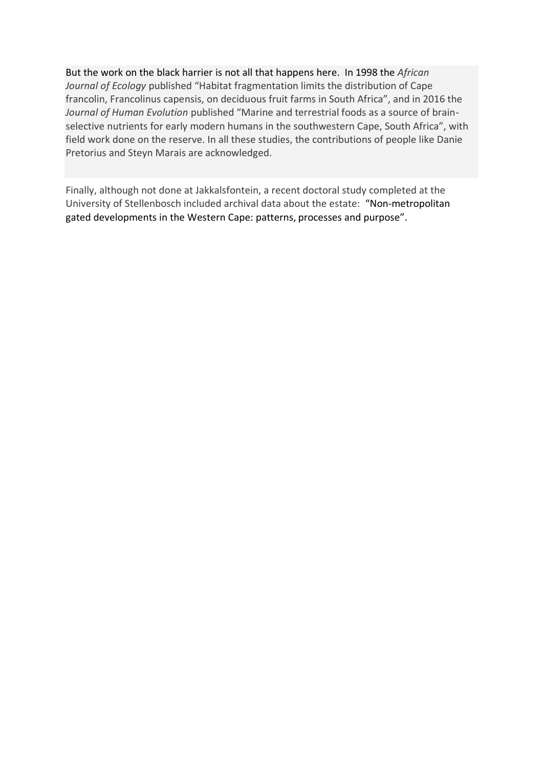But the work on the black harrier is not all that happens here. In 1998 the *African Journal of Ecology* published "Habitat fragmentation limits the distribution of Cape francolin, Francolinus capensis, on deciduous fruit farms in South Africa", and in 2016 the *Journal of Human Evolution* published "Marine and terrestrial foods as a source of brain-selective nutrients for early modern humans in the southwestern Cape, South Africa", with field work done on the reserve. In all these studies, the contributions of people like Danie Pretorius and Steyn Marais are acknowledged.

Finally, although not done at Jakkalsfontein, a recent doctoral study completed at the University of Stellenbosch included archival data about the estate: "Non-metropolitan gated developments in the Western Cape: patterns, processes and purpose".